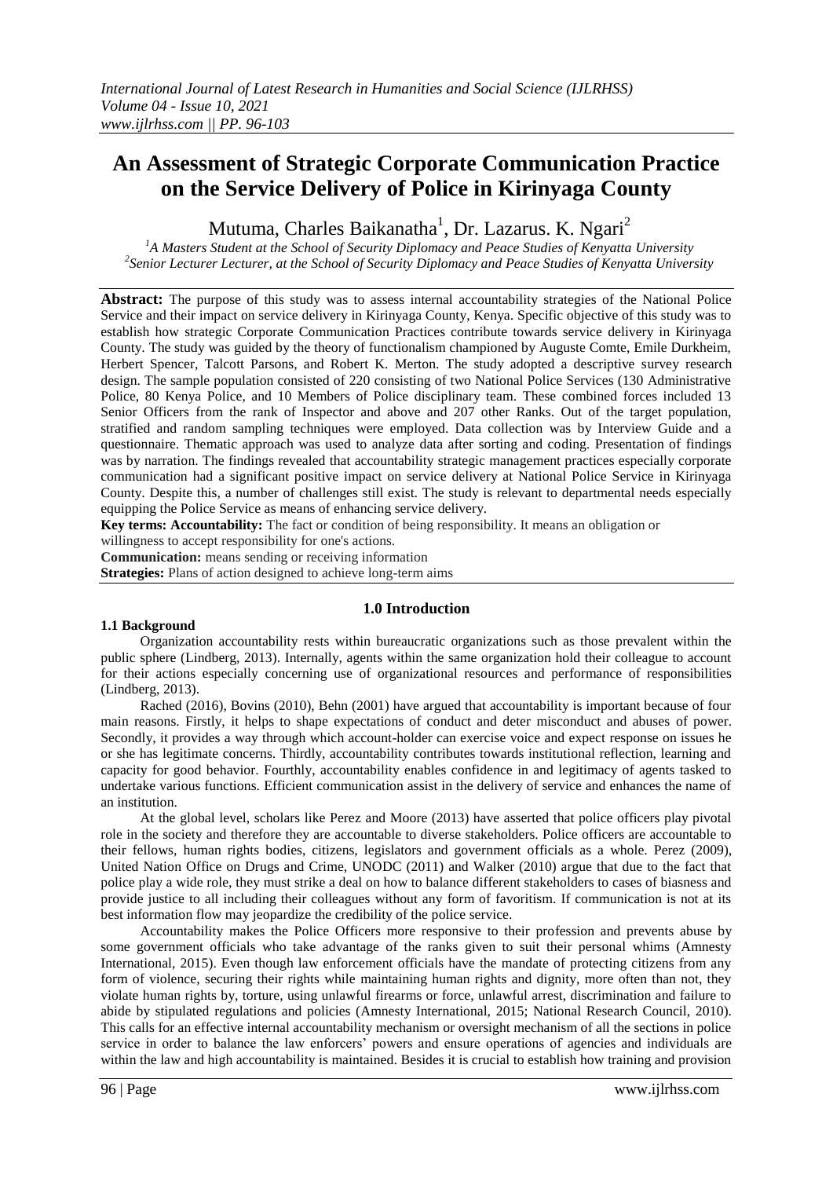# An Assessment of Strategic Corporate Communication Practice on the Service Delivery of Police in Kirinyaga County

Mutuma, Charles Baikanatha[1], Dr. Lazarus. K. Ngari[2]

[1]A Masters Student at the School of Security Diplomacy and Peace Studies of Kenyatta University
[2]Senior Lecturer Lecturer, at the School of Security Diplomacy and Peace Studies of Kenyatta University

**Abstract:** The purpose of this study was to assess internal accountability strategies of the National Police Service and their impact on service delivery in Kirinyaga County, Kenya. Specific objective of this study was to establish how strategic Corporate Communication Practices contribute towards service delivery in Kirinyaga County. The study was guided by the theory of functionalism championed by Auguste Comte, Emile Durkheim, Herbert Spencer, Talcott Parsons, and Robert K. Merton. The study adopted a descriptive survey research design. The sample population consisted of 220 consisting of two National Police Services (130 Administrative Police, 80 Kenya Police, and 10 Members of Police disciplinary team. These combined forces included 13 Senior Officers from the rank of Inspector and above and 207 other Ranks. Out of the target population, stratified and random sampling techniques were employed. Data collection was by Interview Guide and a questionnaire. Thematic approach was used to analyze data after sorting and coding. Presentation of findings was by narration. The findings revealed that accountability strategic management practices especially corporate communication had a significant positive impact on service delivery at National Police Service in Kirinyaga County. Despite this, a number of challenges still exist. The study is relevant to departmental needs especially equipping the Police Service as means of enhancing service delivery.

**Key terms: Accountability:** The fact or condition of being responsibility. It means an obligation or willingness to accept responsibility for one's actions.

**Communication:** means sending or receiving information

**Strategies:** Plans of action designed to achieve long-term aims

## 1.0 Introduction

### 1.1 Background

Organization accountability rests within bureaucratic organizations such as those prevalent within the public sphere (Lindberg, 2013). Internally, agents within the same organization hold their colleague to account for their actions especially concerning use of organizational resources and performance of responsibilities (Lindberg, 2013).

Rached (2016), Bovins (2010), Behn (2001) have argued that accountability is important because of four main reasons. Firstly, it helps to shape expectations of conduct and deter misconduct and abuses of power. Secondly, it provides a way through which account-holder can exercise voice and expect response on issues he or she has legitimate concerns. Thirdly, accountability contributes towards institutional reflection, learning and capacity for good behavior. Fourthly, accountability enables confidence in and legitimacy of agents tasked to undertake various functions. Efficient communication assist in the delivery of service and enhances the name of an institution.

At the global level, scholars like Perez and Moore (2013) have asserted that police officers play pivotal role in the society and therefore they are accountable to diverse stakeholders. Police officers are accountable to their fellows, human rights bodies, citizens, legislators and government officials as a whole. Perez (2009), United Nation Office on Drugs and Crime, UNODC (2011) and Walker (2010) argue that due to the fact that police play a wide role, they must strike a deal on how to balance different stakeholders to cases of biasness and provide justice to all including their colleagues without any form of favoritism. If communication is not at its best information flow may jeopardize the credibility of the police service.

Accountability makes the Police Officers more responsive to their profession and prevents abuse by some government officials who take advantage of the ranks given to suit their personal whims (Amnesty International, 2015). Even though law enforcement officials have the mandate of protecting citizens from any form of violence, securing their rights while maintaining human rights and dignity, more often than not, they violate human rights by, torture, using unlawful firearms or force, unlawful arrest, discrimination and failure to abide by stipulated regulations and policies (Amnesty International, 2015; National Research Council, 2010). This calls for an effective internal accountability mechanism or oversight mechanism of all the sections in police service in order to balance the law enforcers' powers and ensure operations of agencies and individuals are within the law and high accountability is maintained. Besides it is crucial to establish how training and provision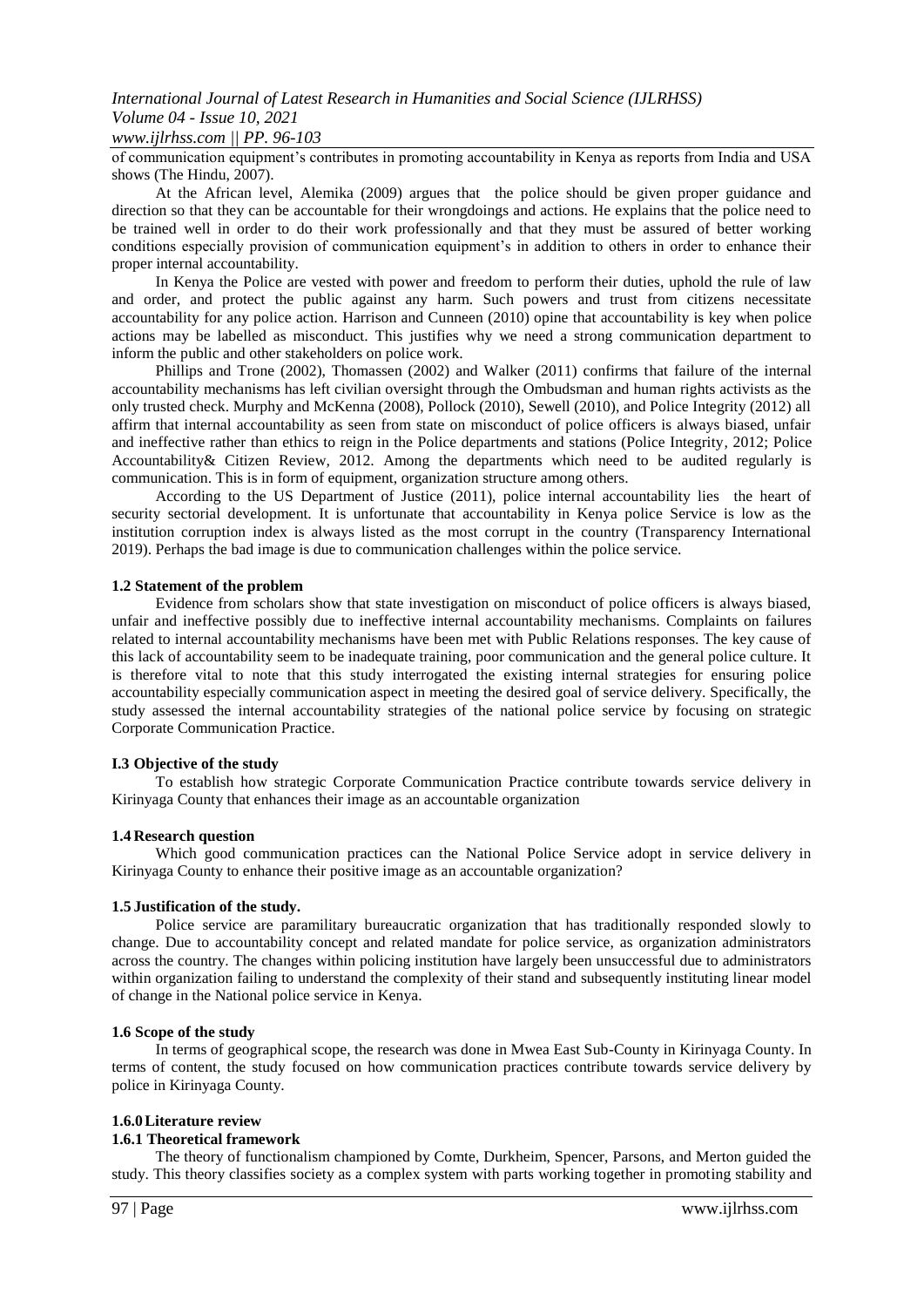of communication equipment's contributes in promoting accountability in Kenya as reports from India and USA shows (The Hindu, 2007).

At the African level, Alemika (2009) argues that the police should be given proper guidance and direction so that they can be accountable for their wrongdoings and actions. He explains that the police need to be trained well in order to do their work professionally and that they must be assured of better working conditions especially provision of communication equipment's in addition to others in order to enhance their proper internal accountability.

In Kenya the Police are vested with power and freedom to perform their duties, uphold the rule of law and order, and protect the public against any harm. Such powers and trust from citizens necessitate accountability for any police action. Harrison and Cunneen (2010) opine that accountability is key when police actions may be labelled as misconduct. This justifies why we need a strong communication department to inform the public and other stakeholders on police work.

Phillips and Trone (2002), Thomassen (2002) and Walker (2011) confirms that failure of the internal accountability mechanisms has left civilian oversight through the Ombudsman and human rights activists as the only trusted check. Murphy and McKenna (2008), Pollock (2010), Sewell (2010), and Police Integrity (2012) all affirm that internal accountability as seen from state on misconduct of police officers is always biased, unfair and ineffective rather than ethics to reign in the Police departments and stations (Police Integrity, 2012; Police Accountability& Citizen Review, 2012. Among the departments which need to be audited regularly is communication. This is in form of equipment, organization structure among others.

According to the US Department of Justice (2011), police internal accountability lies the heart of security sectorial development. It is unfortunate that accountability in Kenya police Service is low as the institution corruption index is always listed as the most corrupt in the country (Transparency International 2019). Perhaps the bad image is due to communication challenges within the police service.

### 1.2 Statement of the problem

Evidence from scholars show that state investigation on misconduct of police officers is always biased, unfair and ineffective possibly due to ineffective internal accountability mechanisms. Complaints on failures related to internal accountability mechanisms have been met with Public Relations responses. The key cause of this lack of accountability seem to be inadequate training, poor communication and the general police culture. It is therefore vital to note that this study interrogated the existing internal strategies for ensuring police accountability especially communication aspect in meeting the desired goal of service delivery. Specifically, the study assessed the internal accountability strategies of the national police service by focusing on strategic Corporate Communication Practice.

### I.3 Objective of the study

To establish how strategic Corporate Communication Practice contribute towards service delivery in Kirinyaga County that enhances their image as an accountable organization

### 1.4 Research question

Which good communication practices can the National Police Service adopt in service delivery in Kirinyaga County to enhance their positive image as an accountable organization?

### 1.5 Justification of the study.

Police service are paramilitary bureaucratic organization that has traditionally responded slowly to change. Due to accountability concept and related mandate for police service, as organization administrators across the country. The changes within policing institution have largely been unsuccessful due to administrators within organization failing to understand the complexity of their stand and subsequently instituting linear model of change in the National police service in Kenya.

### 1.6 Scope of the study

In terms of geographical scope, the research was done in Mwea East Sub-County in Kirinyaga County. In terms of content, the study focused on how communication practices contribute towards service delivery by police in Kirinyaga County.

### 1.6.0 Literature review

#### 1.6.1 Theoretical framework

The theory of functionalism championed by Comte, Durkheim, Spencer, Parsons, and Merton guided the study. This theory classifies society as a complex system with parts working together in promoting stability and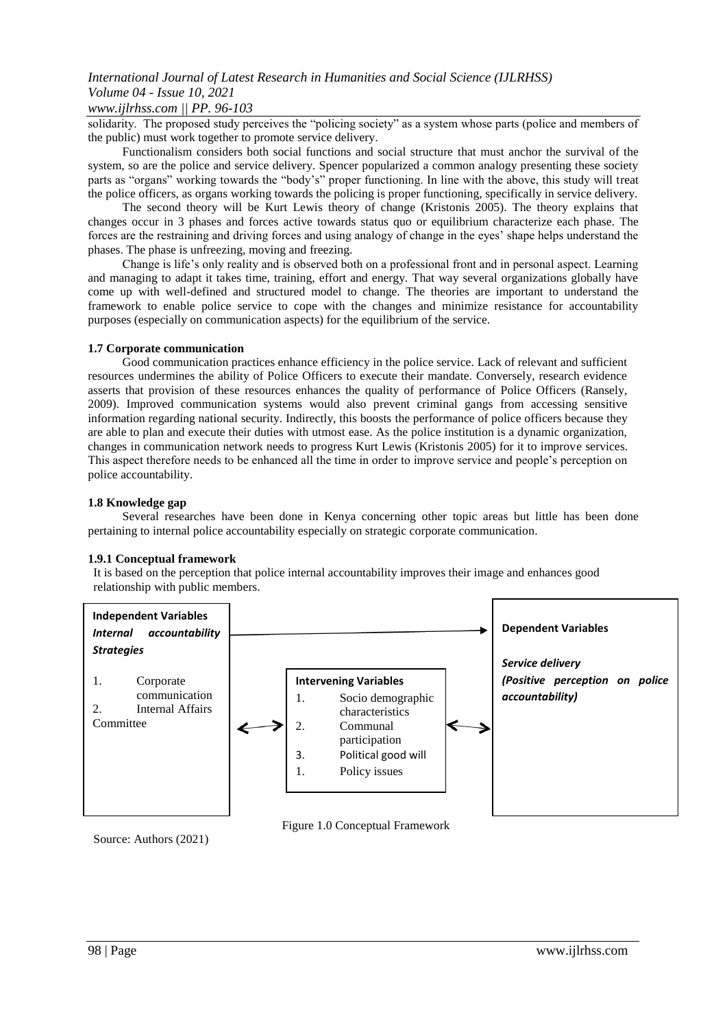solidarity. The proposed study perceives the "policing society" as a system whose parts (police and members of the public) must work together to promote service delivery.

Functionalism considers both social functions and social structure that must anchor the survival of the system, so are the police and service delivery. Spencer popularized a common analogy presenting these society parts as "organs" working towards the "body's" proper functioning. In line with the above, this study will treat the police officers, as organs working towards the policing is proper functioning, specifically in service delivery.

The second theory will be Kurt Lewis theory of change (Kristonis 2005). The theory explains that changes occur in 3 phases and forces active towards status quo or equilibrium characterize each phase. The forces are the restraining and driving forces and using analogy of change in the eyes' shape helps understand the phases. The phase is unfreezing, moving and freezing.

Change is life's only reality and is observed both on a professional front and in personal aspect. Learning and managing to adapt it takes time, training, effort and energy. That way several organizations globally have come up with well-defined and structured model to change. The theories are important to understand the framework to enable police service to cope with the changes and minimize resistance for accountability purposes (especially on communication aspects) for the equilibrium of the service.

### 1.7 Corporate communication

Good communication practices enhance efficiency in the police service. Lack of relevant and sufficient resources undermines the ability of Police Officers to execute their mandate. Conversely, research evidence asserts that provision of these resources enhances the quality of performance of Police Officers (Ransely, 2009). Improved communication systems would also prevent criminal gangs from accessing sensitive information regarding national security. Indirectly, this boosts the performance of police officers because they are able to plan and execute their duties with utmost ease. As the police institution is a dynamic organization, changes in communication network needs to progress Kurt Lewis (Kristonis 2005) for it to improve services. This aspect therefore needs to be enhanced all the time in order to improve service and people's perception on police accountability.

### 1.8 Knowledge gap

Several researches have been done in Kenya concerning other topic areas but little has been done pertaining to internal police accountability especially on strategic corporate communication.

### 1.9.1 Conceptual framework

It is based on the perception that police internal accountability improves their image and enhances good relationship with public members.

| Independent Variables *Internal accountability Strategies* | Intervening Variables | Dependent Variables |
|---|---|---|
| 1. Corporate communication<br>2. Internal Affairs Committee | 1. Socio demographic characteristics<br>2. Communal participation<br>3. Political good will<br>1. Policy issues | *Service delivery (Positive perception on police accountability)* |

Figure 1.0 Conceptual Framework

Source: Authors (2021)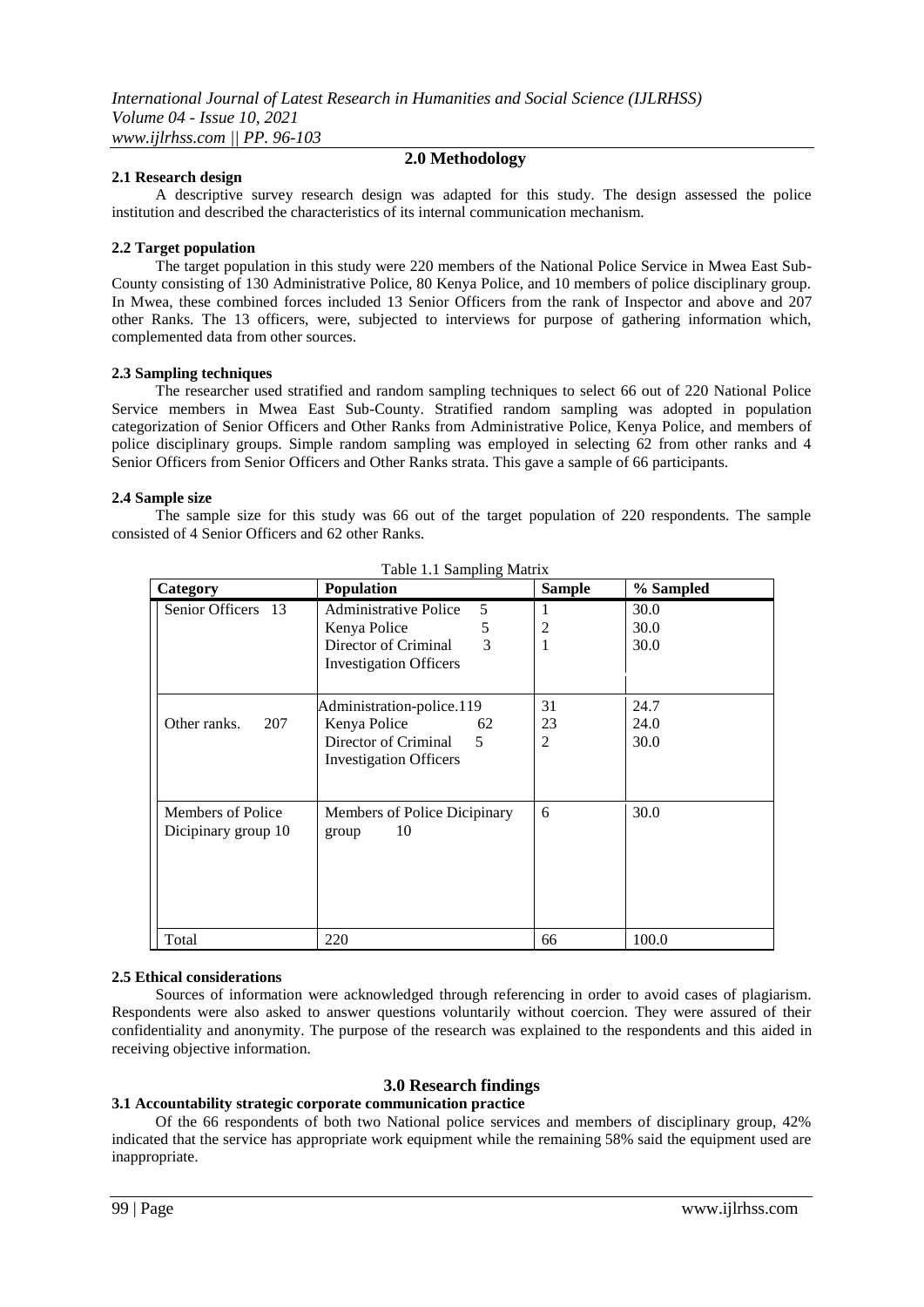## 2.0 Methodology

### 2.1 Research design

A descriptive survey research design was adapted for this study. The design assessed the police institution and described the characteristics of its internal communication mechanism.

### 2.2 Target population

The target population in this study were 220 members of the National Police Service in Mwea East Sub-County consisting of 130 Administrative Police, 80 Kenya Police, and 10 members of police disciplinary group. In Mwea, these combined forces included 13 Senior Officers from the rank of Inspector and above and 207 other Ranks. The 13 officers, were, subjected to interviews for purpose of gathering information which, complemented data from other sources.

### 2.3 Sampling techniques

The researcher used stratified and random sampling techniques to select 66 out of 220 National Police Service members in Mwea East Sub-County. Stratified random sampling was adopted in population categorization of Senior Officers and Other Ranks from Administrative Police, Kenya Police, and members of police disciplinary groups. Simple random sampling was employed in selecting 62 from other ranks and 4 Senior Officers from Senior Officers and Other Ranks strata. This gave a sample of 66 participants.

### 2.4 Sample size

The sample size for this study was 66 out of the target population of 220 respondents. The sample consisted of 4 Senior Officers and 62 other Ranks.

Table 1.1 Sampling Matrix

| Category | Population | Sample | % Sampled |
|---|---|---|---|
| Senior Officers 13 | Administrative Police 5 | 1 | 30.0 |
| | Kenya Police 5 | 2 | 30.0 |
| | Director of Criminal Investigation Officers 3 | 1 | 30.0 |
| Other ranks. 207 | Administration-police.119 | 31 | 24.7 |
| | Kenya Police 62 | 23 | 24.0 |
| | Director of Criminal Investigation Officers 5 | 2 | 30.0 |
| Members of Police Dicipinary group 10 | Members of Police Dicipinary group 10 | 6 | 30.0 |
| Total | 220 | 66 | 100.0 |

### 2.5 Ethical considerations

Sources of information were acknowledged through referencing in order to avoid cases of plagiarism. Respondents were also asked to answer questions voluntarily without coercion. They were assured of their confidentiality and anonymity. The purpose of the research was explained to the respondents and this aided in receiving objective information.

## 3.0 Research findings

### 3.1 Accountability strategic corporate communication practice

Of the 66 respondents of both two National police services and members of disciplinary group, 42% indicated that the service has appropriate work equipment while the remaining 58% said the equipment used are inappropriate.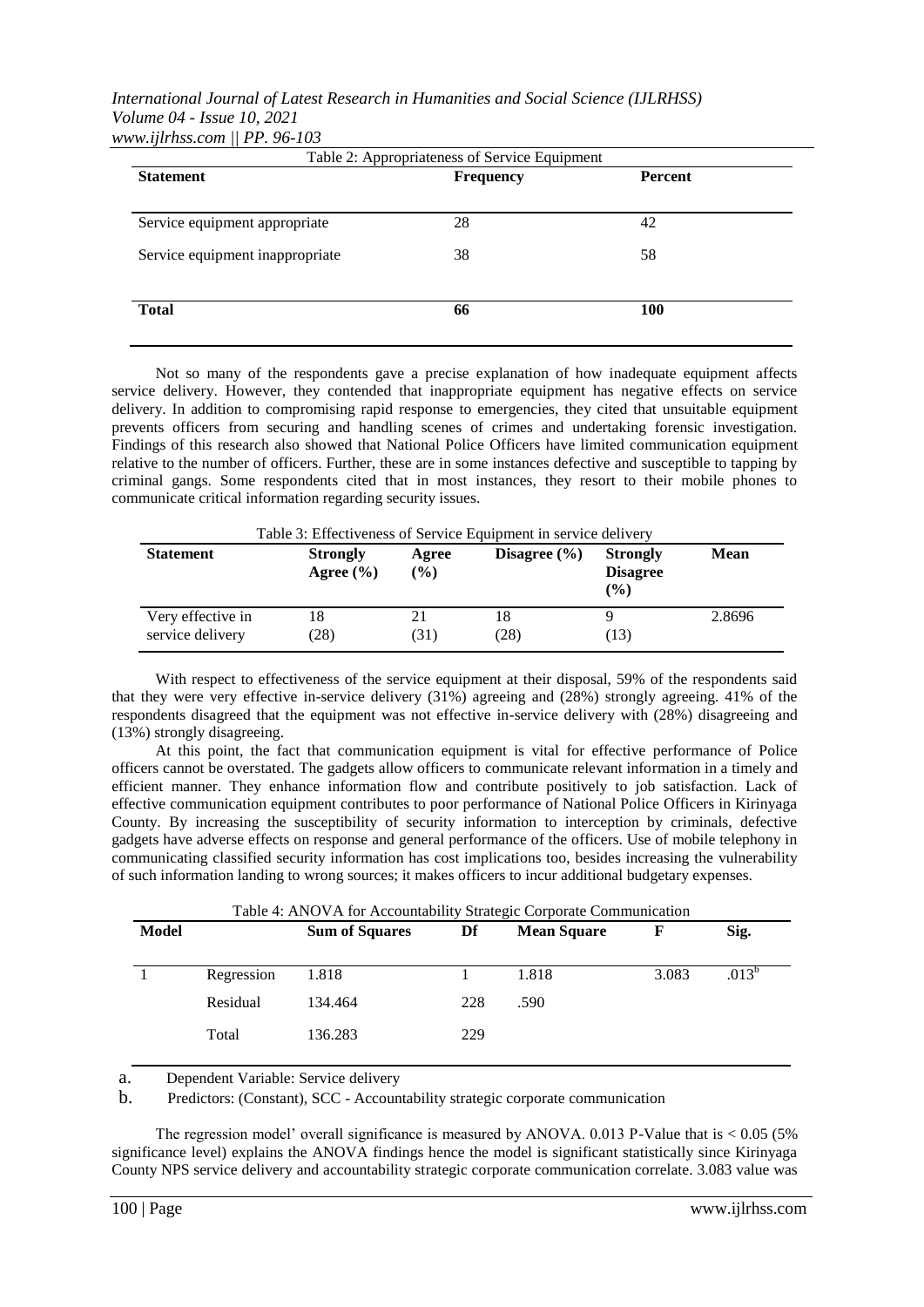Table 2: Appropriateness of Service Equipment

| Statement | Frequency | Percent |
|---|---|---|
| Service equipment appropriate | 28 | 42 |
| Service equipment inappropriate | 38 | 58 |
| **Total** | **66** | **100** |

Not so many of the respondents gave a precise explanation of how inadequate equipment affects service delivery. However, they contended that inappropriate equipment has negative effects on service delivery. In addition to compromising rapid response to emergencies, they cited that unsuitable equipment prevents officers from securing and handling scenes of crimes and undertaking forensic investigation. Findings of this research also showed that National Police Officers have limited communication equipment relative to the number of officers. Further, these are in some instances defective and susceptible to tapping by criminal gangs. Some respondents cited that in most instances, they resort to their mobile phones to communicate critical information regarding security issues.

Table 3: Effectiveness of Service Equipment in service delivery

| Statement | Strongly Agree (%) | Agree (%) | Disagree (%) | Strongly Disagree (%) | Mean |
|---|---|---|---|---|---|
| Very effective in service delivery | 18 (28) | 21 (31) | 18 (28) | 9 (13) | 2.8696 |

With respect to effectiveness of the service equipment at their disposal, 59% of the respondents said that they were very effective in-service delivery (31%) agreeing and (28%) strongly agreeing. 41% of the respondents disagreed that the equipment was not effective in-service delivery with (28%) disagreeing and (13%) strongly disagreeing.

At this point, the fact that communication equipment is vital for effective performance of Police officers cannot be overstated. The gadgets allow officers to communicate relevant information in a timely and efficient manner. They enhance information flow and contribute positively to job satisfaction. Lack of effective communication equipment contributes to poor performance of National Police Officers in Kirinyaga County. By increasing the susceptibility of security information to interception by criminals, defective gadgets have adverse effects on response and general performance of the officers. Use of mobile telephony in communicating classified security information has cost implications too, besides increasing the vulnerability of such information landing to wrong sources; it makes officers to incur additional budgetary expenses.

Table 4: ANOVA for Accountability Strategic Corporate Communication

| Model | | Sum of Squares | Df | Mean Square | F | Sig. |
|---|---|---|---|---|---|---|
| 1 | Regression | 1.818 | 1 | 1.818 | 3.083 | .013[b] |
| | Residual | 134.464 | 228 | .590 | | |
| | Total | 136.283 | 229 | | | |

a. Dependent Variable: Service delivery

b. Predictors: (Constant), SCC - Accountability strategic corporate communication

The regression model' overall significance is measured by ANOVA. 0.013 P-Value that is < 0.05 (5% significance level) explains the ANOVA findings hence the model is significant statistically since Kirinyaga County NPS service delivery and accountability strategic corporate communication correlate. 3.083 value was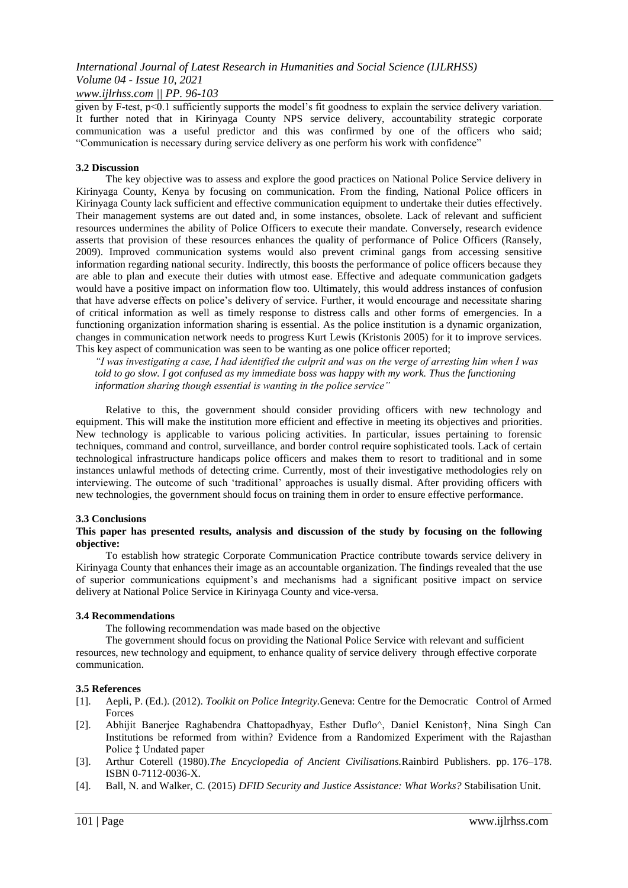given by F-test, $p<0.1$ sufficiently supports the model's fit goodness to explain the service delivery variation. It further noted that in Kirinyaga County NPS service delivery, accountability strategic corporate communication was a useful predictor and this was confirmed by one of the officers who said; "Communication is necessary during service delivery as one perform his work with confidence"

### 3.2 Discussion

The key objective was to assess and explore the good practices on National Police Service delivery in Kirinyaga County, Kenya by focusing on communication. From the finding, National Police officers in Kirinyaga County lack sufficient and effective communication equipment to undertake their duties effectively. Their management systems are out dated and, in some instances, obsolete. Lack of relevant and sufficient resources undermines the ability of Police Officers to execute their mandate. Conversely, research evidence asserts that provision of these resources enhances the quality of performance of Police Officers (Ransely, 2009). Improved communication systems would also prevent criminal gangs from accessing sensitive information regarding national security. Indirectly, this boosts the performance of police officers because they are able to plan and execute their duties with utmost ease. Effective and adequate communication gadgets would have a positive impact on information flow too. Ultimately, this would address instances of confusion that have adverse effects on police's delivery of service. Further, it would encourage and necessitate sharing of critical information as well as timely response to distress calls and other forms of emergencies. In a functioning organization information sharing is essential. As the police institution is a dynamic organization, changes in communication network needs to progress Kurt Lewis (Kristonis 2005) for it to improve services. This key aspect of communication was seen to be wanting as one police officer reported;

*"I was investigating a case, I had identified the culprit and was on the verge of arresting him when I was told to go slow. I got confused as my immediate boss was happy with my work. Thus the functioning information sharing though essential is wanting in the police service"*

Relative to this, the government should consider providing officers with new technology and equipment. This will make the institution more efficient and effective in meeting its objectives and priorities. New technology is applicable to various policing activities. In particular, issues pertaining to forensic techniques, command and control, surveillance, and border control require sophisticated tools. Lack of certain technological infrastructure handicaps police officers and makes them to resort to traditional and in some instances unlawful methods of detecting crime. Currently, most of their investigative methodologies rely on interviewing. The outcome of such 'traditional' approaches is usually dismal. After providing officers with new technologies, the government should focus on training them in order to ensure effective performance.

### 3.3 Conclusions

**This paper has presented results, analysis and discussion of the study by focusing on the following objective:**

To establish how strategic Corporate Communication Practice contribute towards service delivery in Kirinyaga County that enhances their image as an accountable organization. The findings revealed that the use of superior communications equipment's and mechanisms had a significant positive impact on service delivery at National Police Service in Kirinyaga County and vice-versa.

### 3.4 Recommendations

The following recommendation was made based on the objective

The government should focus on providing the National Police Service with relevant and sufficient resources, new technology and equipment, to enhance quality of service delivery through effective corporate communication.

### 3.5 References

[1]. Aepli, P. (Ed.). (2012). *Toolkit on Police Integrity.*Geneva: Centre for the Democratic Control of Armed Forces

[2]. Abhijit Banerjee Raghabendra Chattopadhyay, Esther Duflo^, Daniel Keniston†, Nina Singh Can Institutions be reformed from within? Evidence from a Randomized Experiment with the Rajasthan Police ‡ Undated paper

[3]. Arthur Coterell (1980).*The Encyclopedia of Ancient Civilisations.*Rainbird Publishers. pp. 176–178. ISBN 0-7112-0036-X.

[4]. Ball, N. and Walker, C. (2015) *DFID Security and Justice Assistance: What Works?* Stabilisation Unit.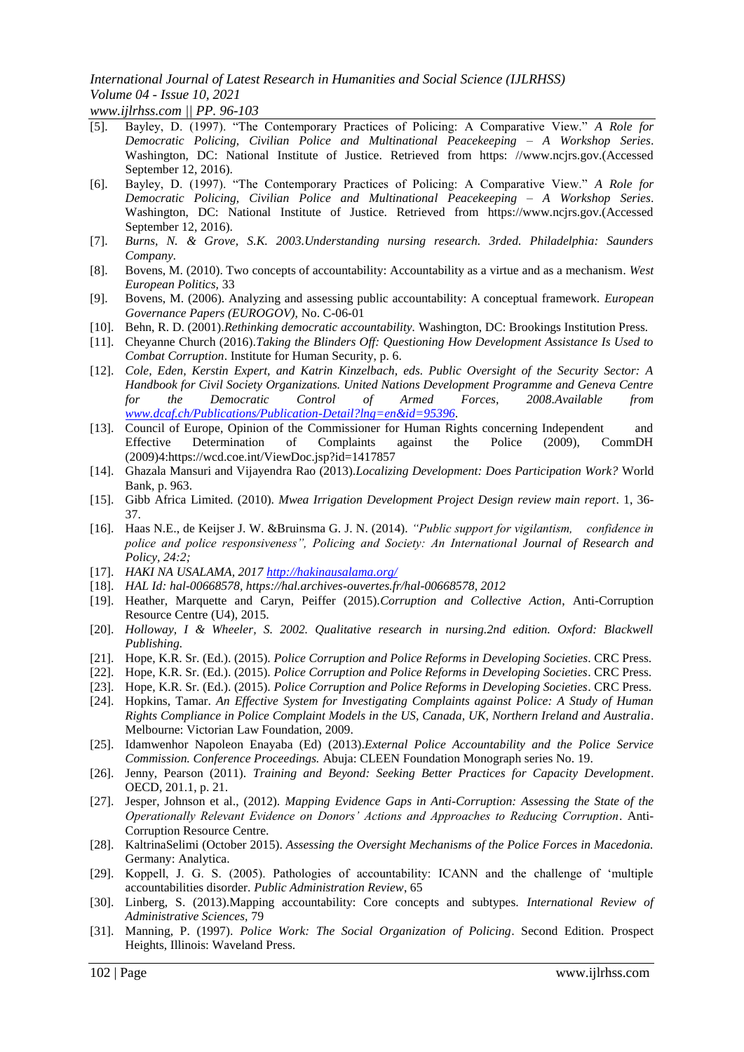[5]. Bayley, D. (1997). "The Contemporary Practices of Policing: A Comparative View." *A Role for Democratic Policing, Civilian Police and Multinational Peacekeeping – A Workshop Series*. Washington, DC: National Institute of Justice. Retrieved from https: //www.ncjrs.gov.(Accessed September 12, 2016).

[6]. Bayley, D. (1997). "The Contemporary Practices of Policing: A Comparative View." *A Role for Democratic Policing, Civilian Police and Multinational Peacekeeping – A Workshop Series*. Washington, DC: National Institute of Justice. Retrieved from https://www.ncjrs.gov.(Accessed September 12, 2016).

[7]. *Burns, N. & Grove, S.K. 2003.Understanding nursing research. 3rded. Philadelphia: Saunders Company.*

[8]. Bovens, M. (2010). Two concepts of accountability: Accountability as a virtue and as a mechanism. *West European Politics*, 33

[9]. Bovens, M. (2006). Analyzing and assessing public accountability: A conceptual framework. *European Governance Papers (EUROGOV)*, No. C-06-01

[10]. Behn, R. D. (2001).*Rethinking democratic accountability.* Washington, DC: Brookings Institution Press.

[11]. Cheyanne Church (2016).*Taking the Blinders Off: Questioning How Development Assistance Is Used to Combat Corruption*. Institute for Human Security, p. 6.

[12]. *Cole, Eden, Kerstin Expert, and Katrin Kinzelbach, eds. Public Oversight of the Security Sector: A Handbook for Civil Society Organizations. United Nations Development Programme and Geneva Centre for the Democratic Control of Armed Forces, 2008.Available from www.dcaf.ch/Publications/Publication-Detail?lng=en&id=95396.*

[13]. Council of Europe, Opinion of the Commissioner for Human Rights concerning Independent and Effective Determination of Complaints against the Police (2009), CommDH (2009)4:https://wcd.coe.int/ViewDoc.jsp?id=1417857

[14]. Ghazala Mansuri and Vijayendra Rao (2013).*Localizing Development: Does Participation Work?* World Bank, p. 963.

[15]. Gibb Africa Limited. (2010). *Mwea Irrigation Development Project Design review main report*. 1, 36-37.

[16]. Haas N.E., de Keijser J. W. &Bruinsma G. J. N. (2014). *"Public support for vigilantism, confidence in police and police responsiveness", Policing and Society: An International Journal of Research and Policy, 24:2;*

[17]. *HAKI NA USALAMA, 2017 http://hakinausalama.org/*

[18]. *HAL Id: hal-00668578, https://hal.archives-ouvertes.fr/hal-00668578, 2012*

[19]. Heather, Marquette and Caryn, Peiffer (2015).*Corruption and Collective Action*, Anti-Corruption Resource Centre (U4), 2015.

[20]. *Holloway, I & Wheeler, S. 2002. Qualitative research in nursing.2nd edition. Oxford: Blackwell Publishing.*

[21]. Hope, K.R. Sr. (Ed.). (2015). *Police Corruption and Police Reforms in Developing Societies*. CRC Press.

[22]. Hope, K.R. Sr. (Ed.). (2015). *Police Corruption and Police Reforms in Developing Societies*. CRC Press.

[23]. Hope, K.R. Sr. (Ed.). (2015). *Police Corruption and Police Reforms in Developing Societies*. CRC Press.

[24]. Hopkins, Tamar. *An Effective System for Investigating Complaints against Police: A Study of Human Rights Compliance in Police Complaint Models in the US, Canada, UK, Northern Ireland and Australia*. Melbourne: Victorian Law Foundation, 2009.

[25]. Idamwenhor Napoleon Enayaba (Ed) (2013).*External Police Accountability and the Police Service Commission. Conference Proceedings.* Abuja: CLEEN Foundation Monograph series No. 19.

[26]. Jenny, Pearson (2011). *Training and Beyond: Seeking Better Practices for Capacity Development*. OECD, 201.1, p. 21.

[27]. Jesper, Johnson et al., (2012). *Mapping Evidence Gaps in Anti-Corruption: Assessing the State of the Operationally Relevant Evidence on Donors' Actions and Approaches to Reducing Corruption*. Anti-Corruption Resource Centre.

[28]. KaltrinaSelimi (October 2015). *Assessing the Oversight Mechanisms of the Police Forces in Macedonia.* Germany: Analytica.

[29]. Koppell, J. G. S. (2005). Pathologies of accountability: ICANN and the challenge of 'multiple accountabilities disorder. *Public Administration Review*, 65

[30]. Linberg, S. (2013).Mapping accountability: Core concepts and subtypes. *International Review of Administrative Sciences*, 79

[31]. Manning, P. (1997). *Police Work: The Social Organization of Policing*. Second Edition. Prospect Heights, Illinois: Waveland Press.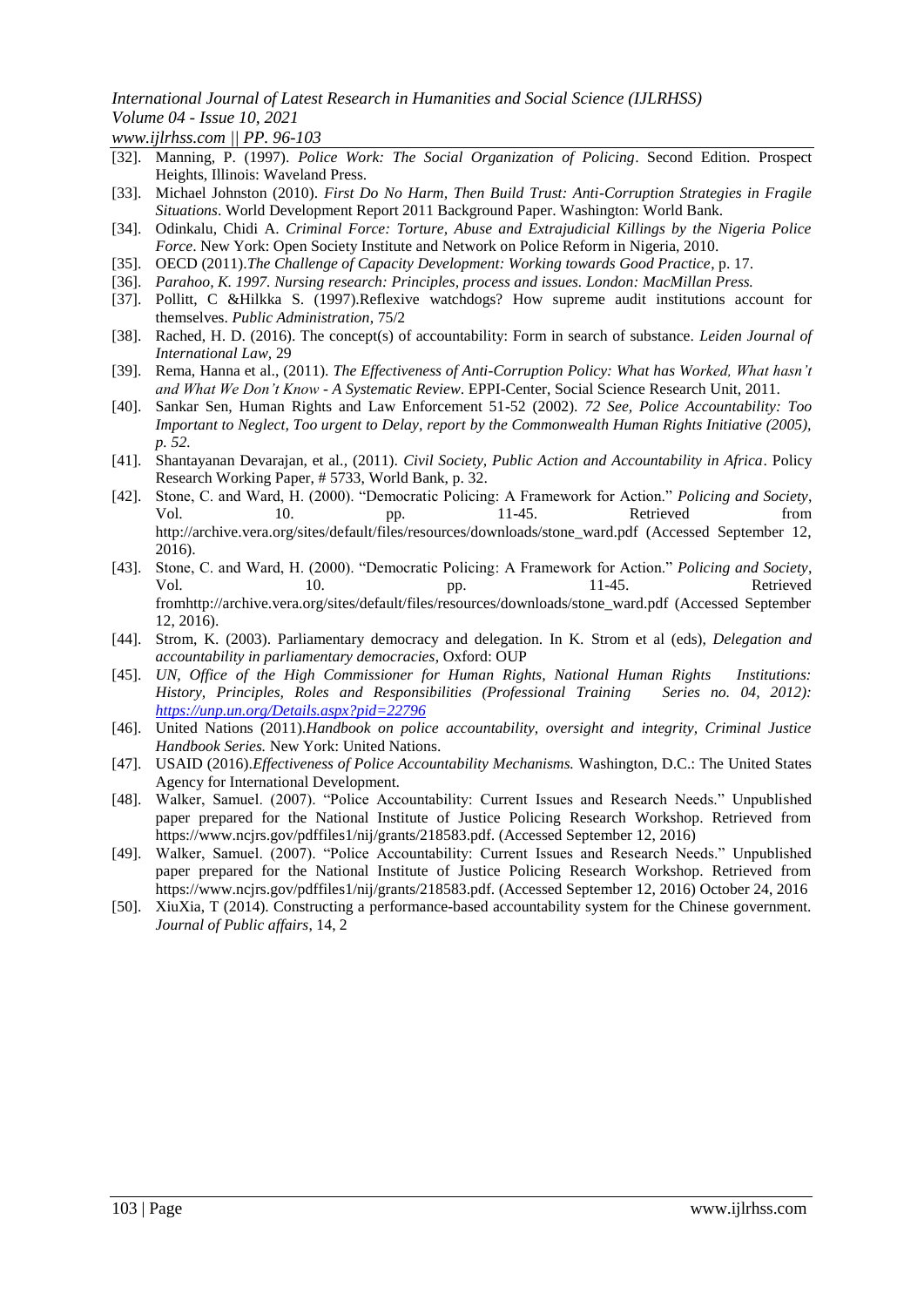[32]. Manning, P. (1997). *Police Work: The Social Organization of Policing*. Second Edition. Prospect Heights, Illinois: Waveland Press.

[33]. Michael Johnston (2010). *First Do No Harm, Then Build Trust: Anti-Corruption Strategies in Fragile Situations*. World Development Report 2011 Background Paper. Washington: World Bank.

[34]. Odinkalu, Chidi A. *Criminal Force: Torture, Abuse and Extrajudicial Killings by the Nigeria Police Force*. New York: Open Society Institute and Network on Police Reform in Nigeria, 2010.

[35]. OECD (2011).*The Challenge of Capacity Development: Working towards Good Practice*, p. 17.

[36]. *Parahoo, K. 1997. Nursing research: Principles, process and issues. London: MacMillan Press.*

[37]. Pollitt, C &Hilkka S. (1997).Reflexive watchdogs? How supreme audit institutions account for themselves. *Public Administration*, 75/2

[38]. Rached, H. D. (2016). The concept(s) of accountability: Form in search of substance. *Leiden Journal of International Law*, 29

[39]. Rema, Hanna et al., (2011). *The Effectiveness of Anti-Corruption Policy: What has Worked, What hasn't and What We Don't Know - A Systematic Review*. EPPI-Center, Social Science Research Unit, 2011.

[40]. Sankar Sen, Human Rights and Law Enforcement 51-52 (2002). *72 See, Police Accountability: Too Important to Neglect, Too urgent to Delay, report by the Commonwealth Human Rights Initiative (2005), p. 52.*

[41]. Shantayanan Devarajan, et al., (2011). *Civil Society, Public Action and Accountability in Africa*. Policy Research Working Paper, # 5733, World Bank, p. 32.

[42]. Stone, C. and Ward, H. (2000). "Democratic Policing: A Framework for Action." *Policing and Society*, Vol. 10. pp. 11-45. Retrieved from http://archive.vera.org/sites/default/files/resources/downloads/stone_ward.pdf (Accessed September 12, 2016).

[43]. Stone, C. and Ward, H. (2000). "Democratic Policing: A Framework for Action." *Policing and Society*, Vol. 10. pp. 11-45. Retrieved fromhttp://archive.vera.org/sites/default/files/resources/downloads/stone_ward.pdf (Accessed September 12, 2016).

[44]. Strom, K. (2003). Parliamentary democracy and delegation. In K. Strom et al (eds), *Delegation and accountability in parliamentary democracies*, Oxford: OUP

[45]. *UN, Office of the High Commissioner for Human Rights, National Human Rights Institutions: History, Principles, Roles and Responsibilities (Professional Training Series no. 04, 2012): https://unp.un.org/Details.aspx?pid=22796*

[46]. United Nations (2011).*Handbook on police accountability, oversight and integrity, Criminal Justice Handbook Series.* New York: United Nations.

[47]. USAID (2016).*Effectiveness of Police Accountability Mechanisms.* Washington, D.C.: The United States Agency for International Development.

[48]. Walker, Samuel. (2007). "Police Accountability: Current Issues and Research Needs." Unpublished paper prepared for the National Institute of Justice Policing Research Workshop. Retrieved from https://www.ncjrs.gov/pdffiles1/nij/grants/218583.pdf. (Accessed September 12, 2016)

[49]. Walker, Samuel. (2007). "Police Accountability: Current Issues and Research Needs." Unpublished paper prepared for the National Institute of Justice Policing Research Workshop. Retrieved from https://www.ncjrs.gov/pdffiles1/nij/grants/218583.pdf. (Accessed September 12, 2016) October 24, 2016

[50]. XiuXia, T (2014). Constructing a performance-based accountability system for the Chinese government. *Journal of Public affairs*, 14, 2